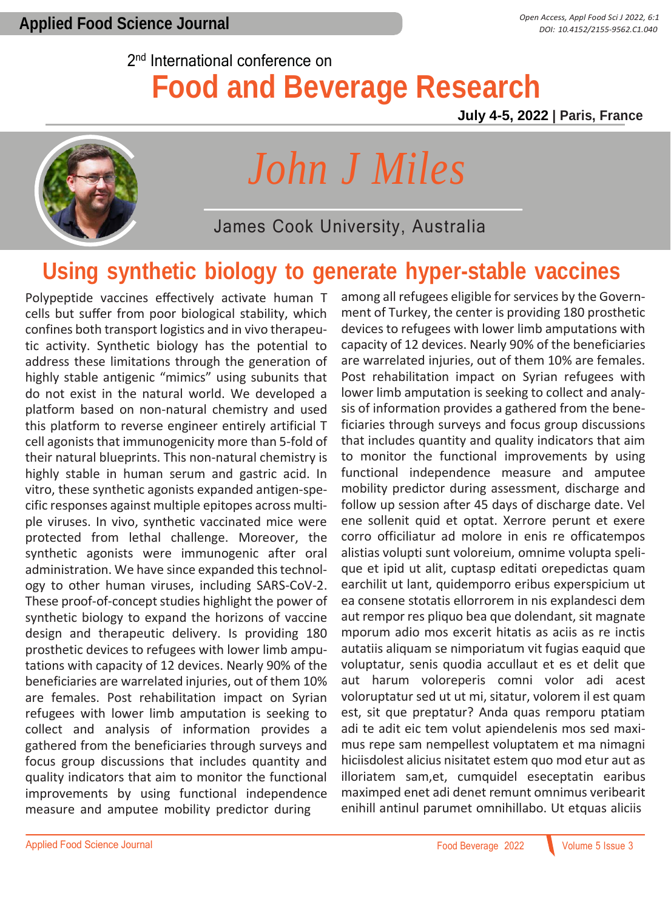2nd International conference on

# Food and Beverage Research

**July 4-5, 2022 | Paris, France**

## John J Miles

James Cook University, Australia

# Using synthetic biology to generate hyper-stable vaccines

Polypeptide vaccines effectively activate human T cells but suffer from poor biological stability, which confines both transport logistics and in vivo therapeutic activity. Synthetic biology has the potential to address these limitations through the generation of highly stable antigenic "mimics" using subunits that do not exist in the natural world. We developed a platform based on non-natural chemistry and used this platform to reverse engineer entirely artificial T cell agonists that immunogenicity more than 5-fold of their natural blueprints. This non-natural chemistry is highly stable in human serum and gastric acid. In vitro, these synthetic agonists expanded antigen-specific responses against multiple epitopes across multiple viruses. In vivo, synthetic vaccinated mice were protected from lethal challenge. Moreover, the synthetic agonists were immunogenic after oral administration. We have since expanded this technology to other human viruses, including SARS-CoV-2. These proof-of-concept studies highlight the power of synthetic biology to expand the horizons of vaccine design and therapeutic delivery. Is providing 180 prosthetic devices to refugees with lower limb amputations with capacity of 12 devices. Nearly 90% of the beneficiaries are warrelated injuries, out of them 10% are females. Post rehabilitation impact on Syrian refugees with lower limb amputation is seeking to collect and analysis of information provides a gathered from the beneficiaries through surveys and focus group discussions that includes quantity and quality indicators that aim to monitor the functional improvements by using functional independence measure and amputee mobility predictor during among all refugees eligible for services by the Government of Turkey, the center is providing 180 prosthetic devices to refugees with lower limb amputations with capacity of 12 devices. Nearly 90% of the beneficiaries are warrelated injuries, out of them 10% are females. Post rehabilitation impact on Syrian refugees with lower limb amputation is seeking to collect and analysis of information provides a gathered from the beneficiaries through surveys and focus group discussions that includes quantity and quality indicators that aim to monitor the functional improvements by using functional independence measure and amputee mobility predictor during assessment, discharge and follow up session after 45 days of discharge date. Vel ene sollenit quid et optat. Xerrore perunt et exere corro officiliatur ad molore in enis re officatempos alistias volupti sunt voloreium, omnime volupta spelique et ipid ut alit, cuptasp editati orepedictas quam earchilit ut lant, quidemporro eribus experspicium ut ea consene stotatis ellorrorem in nis explandesci dem aut rempor res pliquo bea que dolendant, sit magnate mporum adio mos excerit hitatis as aciis as re inctis autatiis aliquam se nimporiatum vit fugias eaquid que voluptatur, senis quodia accullaut et es et delit que aut harum voloreperis comni volor adi acest voloruptatur sed ut ut mi, sitatur, volorem il est quam est, sit que preptatur? Anda quas remporu ptatiam adi te adit eic tem volut apiendelenis mos sed maximus repe sam nempellest voluptatem et ma nimagni hiciisdolest alicius nisitatet estem quo mod etur aut as illoriatem sam,et, cumquidel eseceptatin earibus maximped enet adi denet remunt omnimus veribearit enihill antinul parumet omnihillabo. Ut etquas aliciis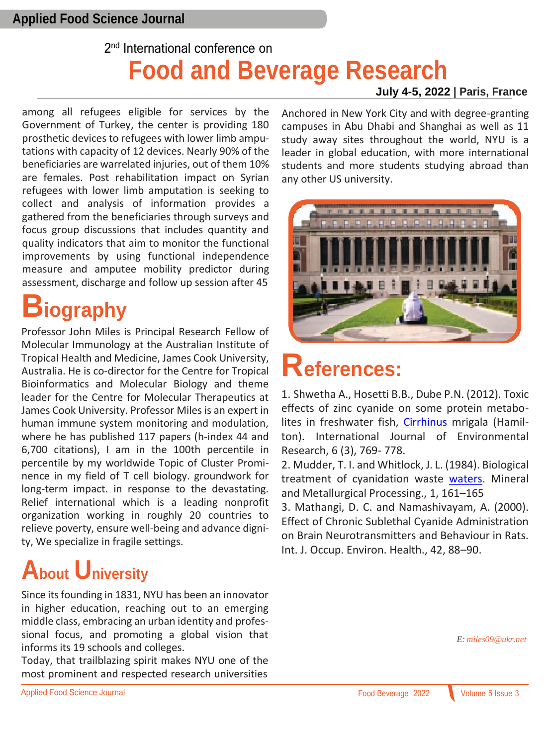among all refugees eligible for services by the Government of Turkey, the center is providing 180 prosthetic devices to refugees with lower limb amputations with capacity of 12 devices. Nearly 90% of the beneficiaries are warrelated injuries, out of them 10% are females. Post rehabilitation impact on Syrian refugees with lower limb amputation is seeking to collect and analysis of information provides a gathered from the beneficiaries through surveys and focus group discussions that includes quantity and quality indicators that aim to monitor the functional improvements by using functional independence measure and amputee mobility predictor during assessment, discharge and follow up session after 45

# Biography

Professor John Miles is Principal Research Fellow of Molecular Immunology at the Australian Institute of Tropical Health and Medicine, James Cook University, Australia. He is co-director for the Centre for Tropical Bioinformatics and Molecular Biology and theme leader for the Centre for Molecular Therapeutics at James Cook University. Professor Miles is an expert in human immune system monitoring and modulation, where he has published 117 papers (h-index 44 and 6,700 citations), I am in the 100th percentile in percentile by my worldwide Topic of Cluster Prominence in my field of T cell biology. groundwork for long-term impact. in response to the devastating. Relief international which is a leading nonprofit organization working in roughly 20 countries to relieve poverty, ensure well-being and advance dignity, We specialize in fragile settings.

# About University

Since its founding in 1831, NYU has been an innovator in higher education, reaching out to an emerging middle class, embracing an urban identity and professional focus, and promoting a global vision that informs its 19 schools and colleges.

Today, that trailblazing spirit makes NYU one of the most prominent and respected research universities

Anchored in New York City and with degree-granting campuses in Abu Dhabi and Shanghai as well as 11 study away sites throughout the world, NYU is a leader in global education, with more international students and more students studying abroad than any other US university.

# References:

1. Shwetha A., Hosetti B.B., Dube P.N. (2012). Toxic effects of zinc cyanide on some protein metabolites in freshwater fish, Cirrhinus mrigala (Hamilton). International Journal of Environmental Research, 6 (3), 769- 778.
2. Mudder, T. I. and Whitlock, J. L. (1984). Biological treatment of cyanidation waste waters. Mineral and Metallurgical Processing., 1, 161–165
3. Mathangi, D. C. and Namashivayam, A. (2000). Effect of Chronic Sublethal Cyanide Administration on Brain Neurotransmitters and Behaviour in Rats. Int. J. Occup. Environ. Health., 42, 88–90.

*E: miles09@ukr.net*